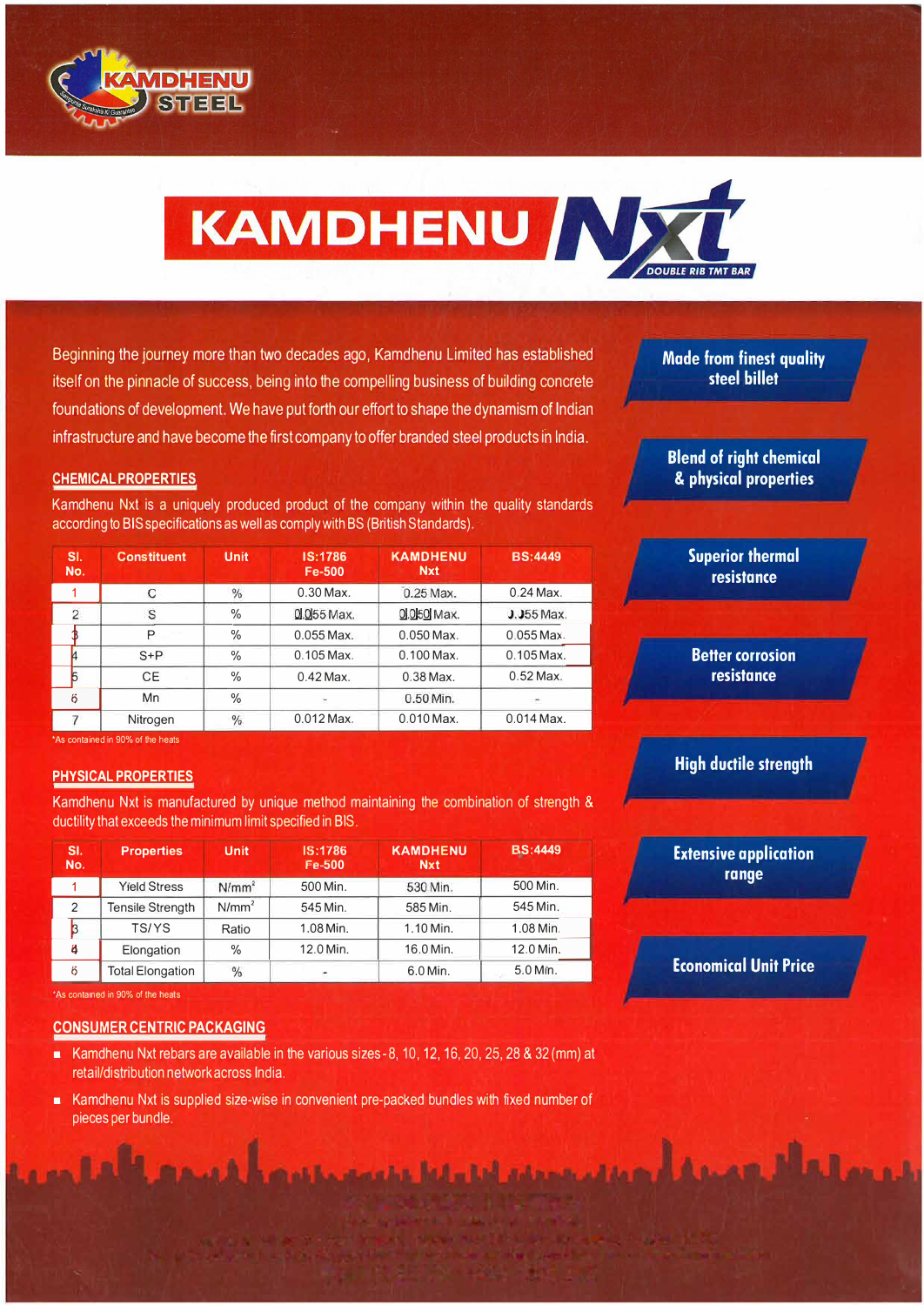KAMDHENU STEEL

# KAMDHENU Nxt

DOUBLE RIB TMT BAR

Beginning the journey more than two decades ago, Kamdhenu Limited has established itself on the pinnacle of success, being into the compelling business of building concrete foundations of development. We have put forth our effort to shape the dynamism of Indian infrastructure and have become the first company to offer branded steel products in India.

## CHEMICAL PROPERTIES

Kamdhenu Nxt is a uniquely produced product of the company within the quality standards according to BIS specifications as well as comply with BS (British Standards).

| Sl. No. | Constituent | Unit | IS:1786 Fe-500 | KAMDHENU Nxt | BS:4449 |
|---|---|---|---|---|---|
| 1 | C | % | 0.30 Max. | 0.25 Max. | 0.24 Max. |
| 2 | S | % | 0.055 Max. | 0.050 Max. | 0.055 Max. |
| 3 | P | % | 0.055 Max. | 0.050 Max. | 0.055 Max. |
| 4 | S+P | % | 0.105 Max. | 0.100 Max. | 0.105 Max. |
| 5 | CE | % | 0.42 Max. | 0.38 Max. | 0.52 Max. |
| 6 | Mn | % | - | 0.50 Min. | - |
| 7 | Nitrogen | % | 0.012 Max. | 0.010 Max. | 0.014 Max. |

*As contained in 90% of the heats

## PHYSICAL PROPERTIES

Kamdhenu Nxt is manufactured by unique method maintaining the combination of strength & ductility that exceeds the minimum limit specified in BIS.

| Sl. No. | Properties | Unit | IS:1786 Fe-500 | KAMDHENU Nxt | BS:4449 |
|---|---|---|---|---|---|
| 1 | Yield Stress | N/mm² | 500 Min. | 530 Min. | 500 Min. |
| 2 | Tensile Strength | N/mm² | 545 Min. | 585 Min. | 545 Min. |
| 3 | TS/YS | Ratio | 1.08 Min. | 1.10 Min. | 1.08 Min. |
| 4 | Elongation | % | 12.0 Min. | 16.0 Min. | 12.0 Min. |
| 5 | Total Elongation | % | - | 6.0 Min. | 5.0 Min. |

*As contained in 90% of the heats

## CONSUMER CENTRIC PACKAGING

- Kamdhenu Nxt rebars are available in the various sizes - 8, 10, 12, 16, 20, 25, 28 & 32 (mm) at retail/distribution network across India.
- Kamdhenu Nxt is supplied size-wise in convenient pre-packed bundles with fixed number of pieces per bundle.

**Made from finest quality steel billet**

**Blend of right chemical & physical properties**

**Superior thermal resistance**

**Better corrosion resistance**

**High ductile strength**

**Extensive application range**

**Economical Unit Price**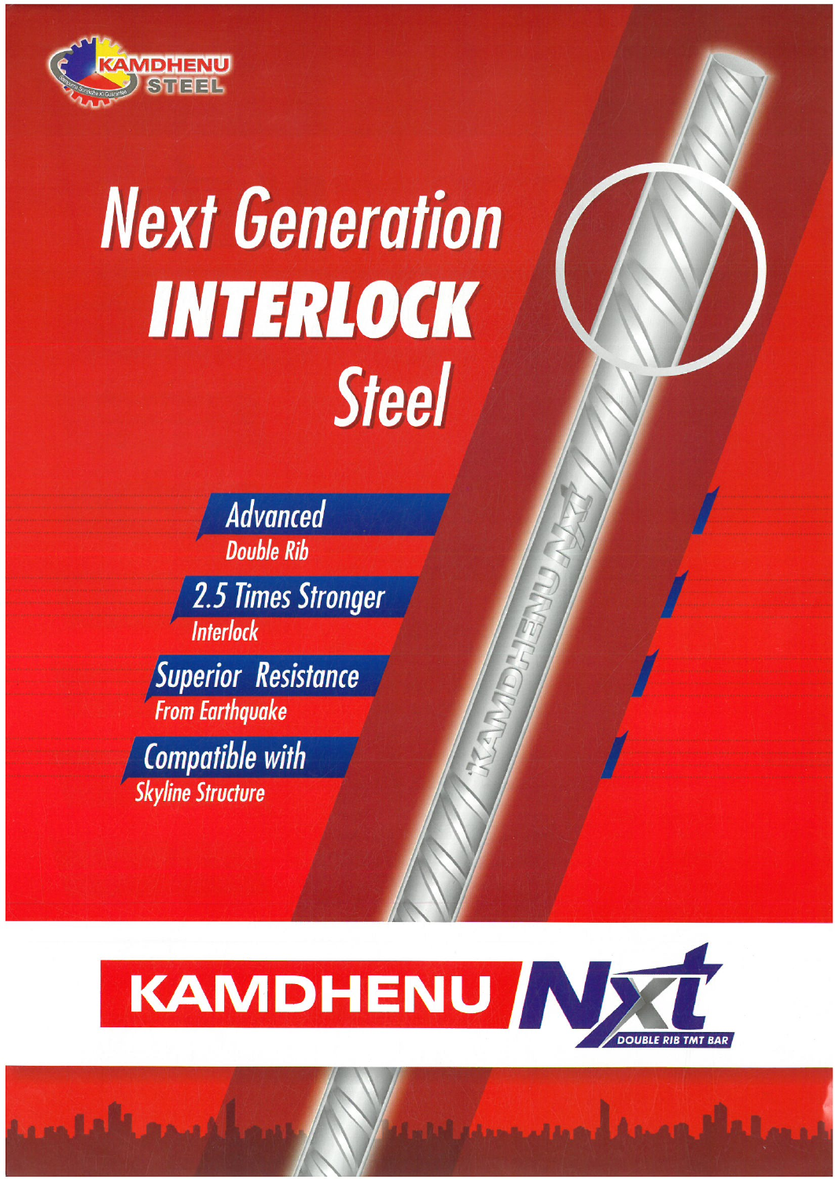KAMDHENU STEEL

# Next Generation INTERLOCK Steel

**Advanced**
Double Rib

**2.5 Times Stronger**
Interlock

**Superior Resistance**
From Earthquake

**Compatible with**
Skyline Structure

KAMDHENU Nxt

DOUBLE RIB TMT BAR